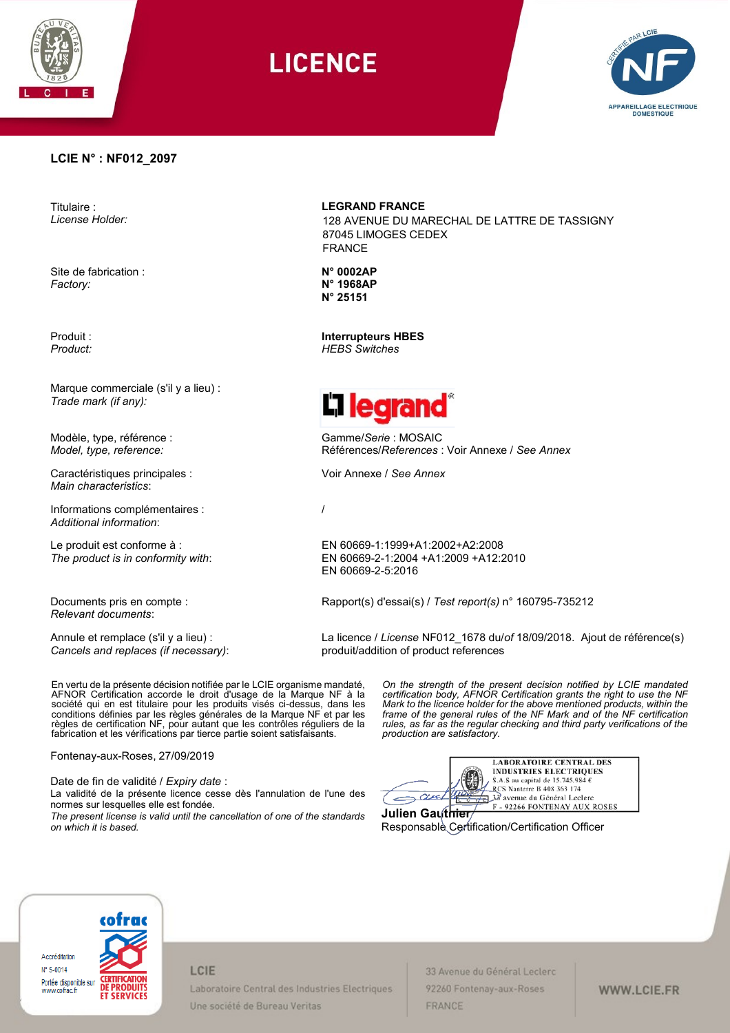# LICENCE

APPAREILLAGE ELECTRIQUE DOMESTIQUE

**LCIE N° : NF012_2097**

| | |
|---|---|
| Titulaire :<br>*License Holder:* | **LEGRAND FRANCE**<br>128 AVENUE DU MARECHAL DE LATTRE DE TASSIGNY<br>87045 LIMOGES CEDEX<br>FRANCE |
| Site de fabrication :<br>*Factory:* | **N° 0002AP**<br>**N° 1968AP**<br>**N° 25151** |
| Produit :<br>*Product:* | **Interrupteurs HBES**<br>*HEBS Switches* |
| Marque commerciale (s'il y a lieu) :<br>*Trade mark (if any):* | legrand |
| Modèle, type, référence :<br>*Model, type, reference:* | Gamme/*Serie* : MOSAIC<br>Références/*References* : Voir Annexe / *See Annex* |
| Caractéristiques principales :<br>*Main characteristics*: | Voir Annexe / *See Annex* |
| Informations complémentaires :<br>*Additional information*: | / |
| Le produit est conforme à :<br>*The product is in conformity with*: | EN 60669-1:1999+A1:2002+A2:2008<br>EN 60669-2-1:2004 +A1:2009 +A12:2010<br>EN 60669-2-5:2016 |
| Documents pris en compte :<br>*Relevant documents*: | Rapport(s) d'essai(s) / *Test report(s)* n° 160795-735212 |
| Annule et remplace (s'il y a lieu) :<br>*Cancels and replaces (if necessary)*: | La licence / *License* NF012_1678 du/*of* 18/09/2018. Ajout de référence(s) produit/addition of product references |

En vertu de la présente décision notifiée par le LCIE organisme mandaté, AFNOR Certification accorde le droit d'usage de la Marque NF à la société qui en est titulaire pour les produits visés ci-dessus, dans les conditions définies par les règles générales de la Marque NF et par les règles de certification NF, pour autant que les contrôles réguliers de la fabrication et les vérifications par tierce partie soient satisfaisants.

*On the strength of the present decision notified by LCIE mandated certification body, AFNOR Certification grants the right to use the NF Mark to the licence holder for the above mentioned products, within the frame of the general rules of the NF Mark and of the NF certification rules, as far as the regular checking and third party verifications of the production are satisfactory.*

Fontenay-aux-Roses, 27/09/2019

Date de fin de validité / *Expiry date* :
La validité de la présente licence cesse dès l'annulation de l'une des normes sur lesquelles elle est fondée.
*The present license is valid until the cancellation of one of the standards on which it is based.*

LABORATOIRE CENTRAL DES INDUSTRIES ELECTRIQUES
S.A.S au capital de 15.745.984 €
RCS Nanterre B 408 363 174
33 avenue du Général Leclerc
F - 92266 FONTENAY AUX ROSES

**Julien Gauthier**
Responsable Certification/Certification Officer

cofrac — Accréditation N° 5-0014 — Portée disponible sur www.cofrac.fr — CERTIFICATION DE PRODUITS ET SERVICES

LCIE
Laboratoire Central des Industries Electriques
Une société de Bureau Veritas

33 Avenue du Général Leclerc
92260 Fontenay-aux-Roses
FRANCE

WWW.LCIE.FR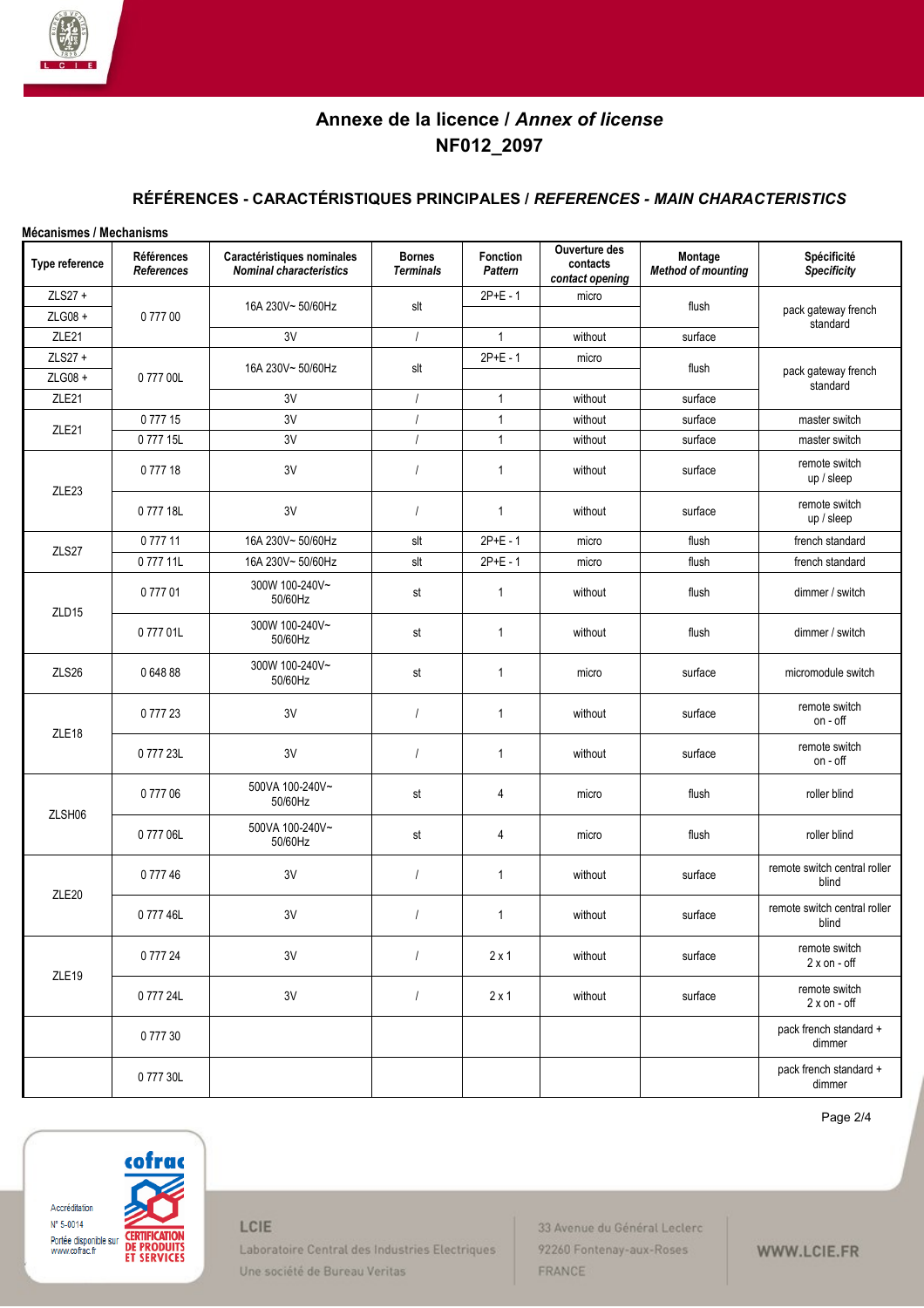## Annexe de la licence / *Annex of license*
## NF012_2097

### RÉFÉRENCES - CARACTÉRISTIQUES PRINCIPALES / *REFERENCES - MAIN CHARACTERISTICS*

**Mécanismes / Mechanisms**

| Type reference | Références *References* | Caractéristiques nominales *Nominal characteristics* | Bornes *Terminals* | Fonction *Pattern* | Ouverture des contacts *contact opening* | Montage *Method of mounting* | Spécificité *Specificity* |
|---|---|---|---|---|---|---|---|
| ZLS27 + | 0 777 00 | 16A 230V~ 50/60Hz | slt | 2P+E - 1 | micro | flush | pack gateway french standard |
| ZLG08 + | | | | | | | |
| ZLE21 | | 3V | / | 1 | without | surface | |
| ZLS27 + | 0 777 00L | 16A 230V~ 50/60Hz | slt | 2P+E - 1 | micro | flush | pack gateway french standard |
| ZLG08 + | | | | | | | |
| ZLE21 | | 3V | / | 1 | without | surface | |
| ZLE21 | 0 777 15 | 3V | / | 1 | without | surface | master switch |
| | 0 777 15L | 3V | / | 1 | without | surface | master switch |
| ZLE23 | 0 777 18 | 3V | / | 1 | without | surface | remote switch up / sleep |
| | 0 777 18L | 3V | / | 1 | without | surface | remote switch up / sleep |
| ZLS27 | 0 777 11 | 16A 230V~ 50/60Hz | slt | 2P+E - 1 | micro | flush | french standard |
| | 0 777 11L | 16A 230V~ 50/60Hz | slt | 2P+E - 1 | micro | flush | french standard |
| ZLD15 | 0 777 01 | 300W 100-240V~ 50/60Hz | st | 1 | without | flush | dimmer / switch |
| | 0 777 01L | 300W 100-240V~ 50/60Hz | st | 1 | without | flush | dimmer / switch |
| ZLS26 | 0 648 88 | 300W 100-240V~ 50/60Hz | st | 1 | micro | surface | micromodule switch |
| ZLE18 | 0 777 23 | 3V | / | 1 | without | surface | remote switch on - off |
| | 0 777 23L | 3V | / | 1 | without | surface | remote switch on - off |
| ZLSH06 | 0 777 06 | 500VA 100-240V~ 50/60Hz | st | 4 | micro | flush | roller blind |
| | 0 777 06L | 500VA 100-240V~ 50/60Hz | st | 4 | micro | flush | roller blind |
| ZLE20 | 0 777 46 | 3V | / | 1 | without | surface | remote switch central roller blind |
| | 0 777 46L | 3V | / | 1 | without | surface | remote switch central roller blind |
| ZLE19 | 0 777 24 | 3V | / | 2 x 1 | without | surface | remote switch 2 x on - off |
| | 0 777 24L | 3V | / | 2 x 1 | without | surface | remote switch 2 x on - off |
| | 0 777 30 | | | | | | pack french standard + dimmer |
| | 0 777 30L | | | | | | pack french standard + dimmer |

Accréditation N° 5-0014 Portée disponible sur www.cofrac.fr — cofrac CERTIFICATION DE PRODUITS ET SERVICES

LCIE
Laboratoire Central des Industries Electriques
Une société de Bureau Veritas

33 Avenue du Général Leclerc
92260 Fontenay-aux-Roses
FRANCE

WWW.LCIE.FR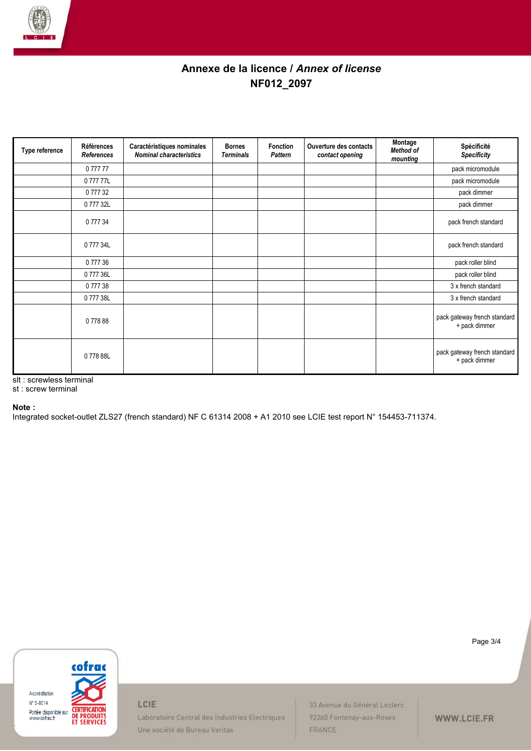# Annexe de la licence / *Annex of license*

## NF012_2097

| Type reference | Références *References* | Caractéristiques nominales *Nominal characteristics* | Bornes *Terminals* | Fonction *Pattern* | Ouverture des contacts *contact opening* | Montage *Method of mounting* | Spécificité *Specificity* |
|---|---|---|---|---|---|---|---|
| | 0 777 77 | | | | | | pack micromodule |
| | 0 777 77L | | | | | | pack micromodule |
| | 0 777 32 | | | | | | pack dimmer |
| | 0 777 32L | | | | | | pack dimmer |
| | 0 777 34 | | | | | | pack french standard |
| | 0 777 34L | | | | | | pack french standard |
| | 0 777 36 | | | | | | pack roller blind |
| | 0 777 36L | | | | | | pack roller blind |
| | 0 777 38 | | | | | | 3 x french standard |
| | 0 777 38L | | | | | | 3 x french standard |
| | 0 778 88 | | | | | | pack gateway french standard + pack dimmer |
| | 0 778 88L | | | | | | pack gateway french standard + pack dimmer |

slt : screwless terminal
st : screw terminal

**Note :**
Integrated socket-outlet ZLS27 (french standard) NF C 61314 2008 + A1 2010 see LCIE test report N° 154453-711374.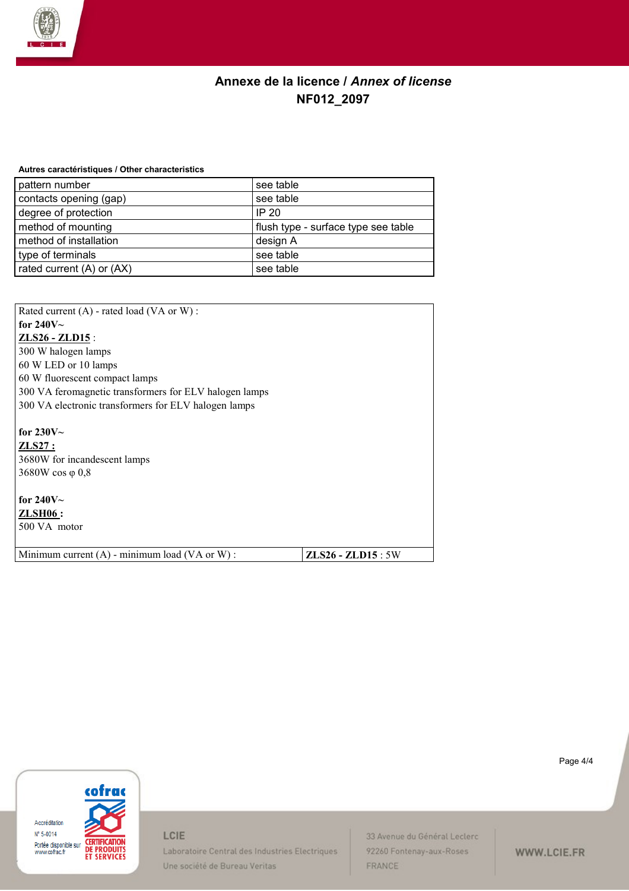**Annexe de la licence / *Annex of license***
**NF012_2097**

**Autres caractéristiques / Other characteristics**

| | |
|---|---|
| pattern number | see table |
| contacts opening (gap) | see table |
| degree of protection | IP 20 |
| method of mounting | flush type - surface type see table |
| method of installation | design A |
| type of terminals | see table |
| rated current (A) or (AX) | see table |

Rated current (A) - rated load (VA or W) :

**for 240V~**

**ZLS26 - ZLD15** :

300 W halogen lamps
60 W LED or 10 lamps
60 W fluorescent compact lamps
300 VA feromagnetic transformers for ELV halogen lamps
300 VA electronic transformers for ELV halogen lamps

**for 230V~**

**ZLS27 :**

3680W for incandescent lamps
3680W cos φ 0,8

**for 240V~**

**ZLSH06 :**

500 VA motor

| | |
|---|---|
| Minimum current (A) - minimum load (VA or W) : | **ZLS26 - ZLD15** : 5W |